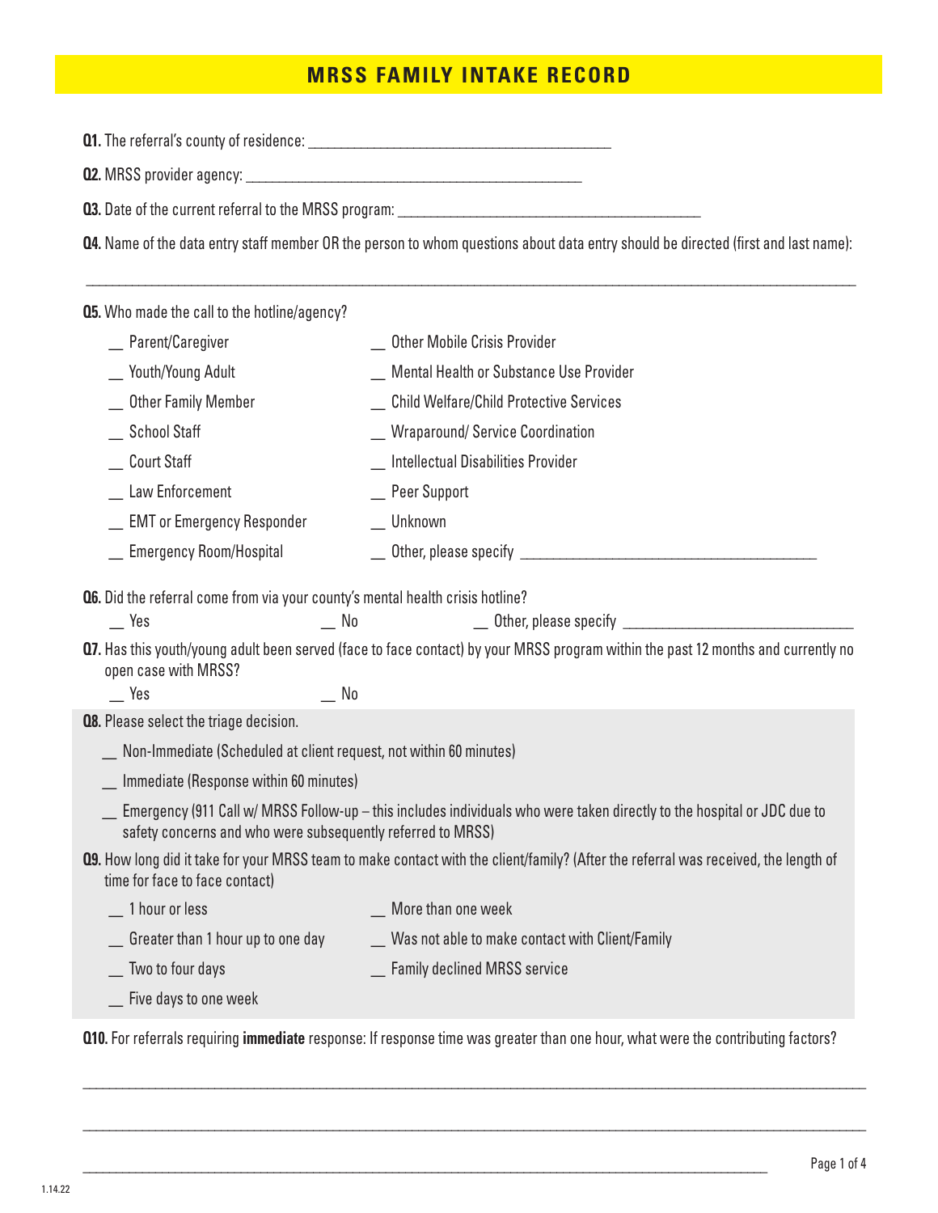# MRSS FAMILY INTAKE RECORD

**Q1.** The referral's county of residence: ________________________________________

**Q2.** MRSS provider agency: ________________________________________

**Q3.** Date of the current referral to the MRSS program: ________________________________________

**Q4.** Name of the data entry staff member OR the person to whom questions about data entry should be directed (first and last name):

________________________________________________________________________________

**Q5.** Who made the call to the hotline/agency?

- __ Parent/Caregiver
- __ Youth/Young Adult
- __ Other Family Member
- __ School Staff
- __ Court Staff
- __ Law Enforcement
- __ EMT or Emergency Responder
- __ Emergency Room/Hospital
- __ Other Mobile Crisis Provider
- __ Mental Health or Substance Use Provider
- __ Child Welfare/Child Protective Services
- __ Wraparound/ Service Coordination
- __ Intellectual Disabilities Provider
- __ Peer Support
- __ Unknown
- __ Other, please specify ________________________________________

**Q6.** Did the referral come from via your county's mental health crisis hotline?

__ Yes    __ No    __ Other, please specify ______________________________

**Q7.** Has this youth/young adult been served (face to face contact) by your MRSS program within the past 12 months and currently no open case with MRSS?

__ Yes    __ No

**Q8.** Please select the triage decision.

- __ Non-Immediate (Scheduled at client request, not within 60 minutes)
- __ Immediate (Response within 60 minutes)
- __ Emergency (911 Call w/ MRSS Follow-up – this includes individuals who were taken directly to the hospital or JDC due to safety concerns and who were subsequently referred to MRSS)

**Q9.** How long did it take for your MRSS team to make contact with the client/family? (After the referral was received, the length of time for face to face contact)

- __ 1 hour or less
- __ Greater than 1 hour up to one day
- __ Two to four days
- __ Five days to one week
- __ More than one week
- __ Was not able to make contact with Client/Family
- __ Family declined MRSS service

**Q10.** For referrals requiring **immediate** response: If response time was greater than one hour, what were the contributing factors?

________________________________________________________________________________

________________________________________________________________________________

________________________________________________________________________________

1.14.22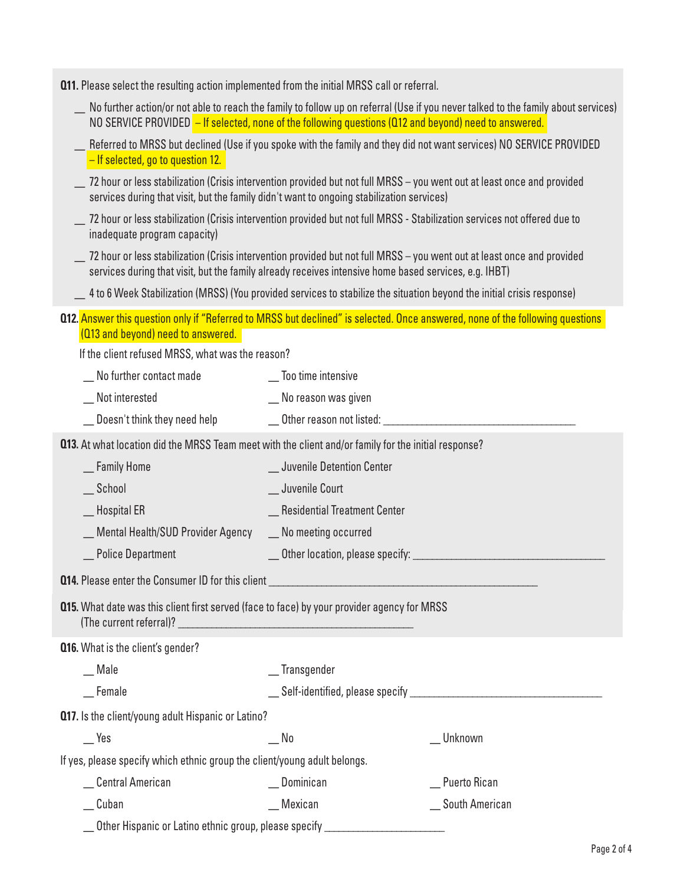**Q11.** Please select the resulting action implemented from the initial MRSS call or referral.

- __ No further action/or not able to reach the family to follow up on referral (Use if you never talked to the family about services) NO SERVICE PROVIDED – If selected, none of the following questions (Q12 and beyond) need to answered.
- __ Referred to MRSS but declined (Use if you spoke with the family and they did not want services) NO SERVICE PROVIDED – If selected, go to question 12.
- __ 72 hour or less stabilization (Crisis intervention provided but not full MRSS – you went out at least once and provided services during that visit, but the family didn't want to ongoing stabilization services)
- __ 72 hour or less stabilization (Crisis intervention provided but not full MRSS - Stabilization services not offered due to inadequate program capacity)
- __ 72 hour or less stabilization (Crisis intervention provided but not full MRSS – you went out at least once and provided services during that visit, but the family already receives intensive home based services, e.g. IHBT)
- __ 4 to 6 Week Stabilization (MRSS) (You provided services to stabilize the situation beyond the initial crisis response)

**Q12.** Answer this question only if "Referred to MRSS but declined" is selected. Once answered, none of the following questions (Q13 and beyond) need to answered.

If the client refused MRSS, what was the reason?

- __ No further contact made
- __ Not interested
- __ Doesn't think they need help
- __ Too time intensive
- __ No reason was given
- __ Other reason not listed: ____________________

**Q13.** At what location did the MRSS Team meet with the client and/or family for the initial response?

- __ Family Home
- __ School
- __ Hospital ER
- __ Mental Health/SUD Provider Agency
- __ Police Department
- __ Juvenile Detention Center
- __ Juvenile Court
- __ Residential Treatment Center
- __ No meeting occurred
- __ Other location, please specify: ____________________

**Q14.** Please enter the Consumer ID for this client ____________________

**Q15.** What date was this client first served (face to face) by your provider agency for MRSS (The current referral)? ____________________

**Q16.** What is the client's gender?

- __ Male
- __ Female
- __ Transgender
- __ Self-identified, please specify ____________________

**Q17.** Is the client/young adult Hispanic or Latino?

- __ Yes
- __ No
- __ Unknown

If yes, please specify which ethnic group the client/young adult belongs.

- __ Central American
- __ Cuban
- __ Dominican
- __ Mexican
- __ Puerto Rican
- __ South American
- __ Other Hispanic or Latino ethnic group, please specify ____________________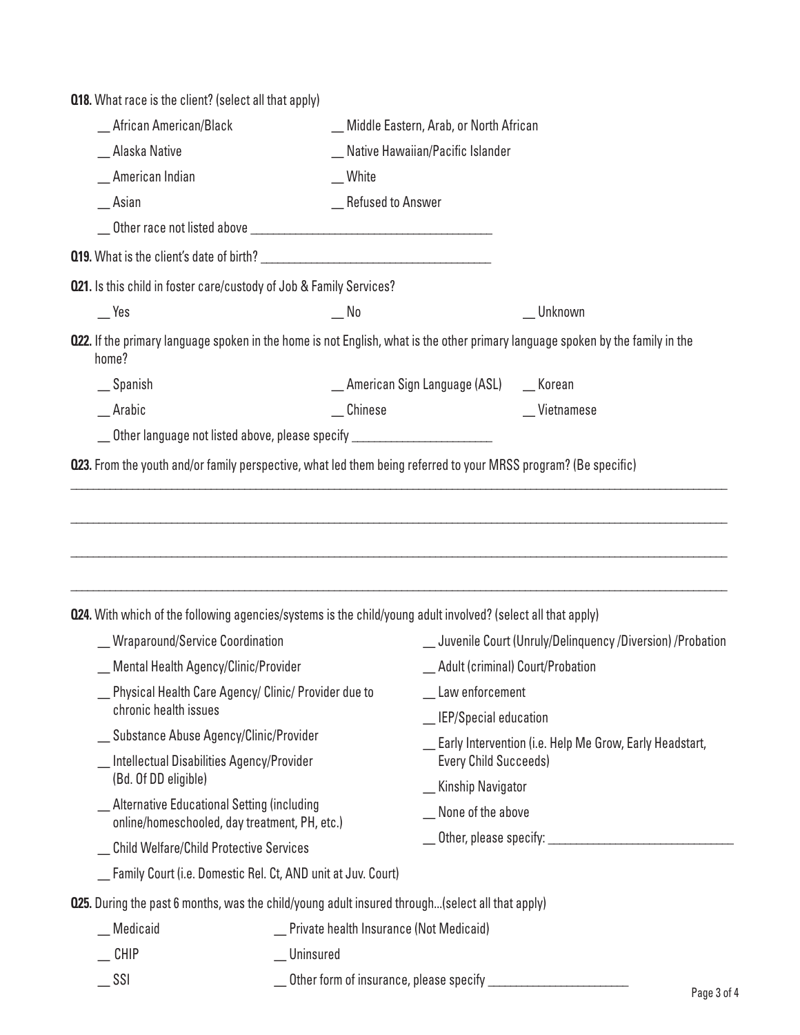**Q18.** What race is the client? (select all that apply)

__ African American/Black

__ Alaska Native

__ American Indian

__ Asian

__ Middle Eastern, Arab, or North African

__ Native Hawaiian/Pacific Islander

__ White

__ Refused to Answer

__ Other race not listed above ________________________________________

**Q19.** What is the client's date of birth? ________________________________________

**Q21.** Is this child in foster care/custody of Job & Family Services?

__ Yes    __ No    __ Unknown

**Q22.** If the primary language spoken in the home is not English, what is the other primary language spoken by the family in the home?

__ Spanish

__ Arabic

__ American Sign Language (ASL)

__ Chinese

__ Korean

__ Vietnamese

__ Other language not listed above, please specify ________________________

**Q23.** From the youth and/or family perspective, what led them being referred to your MRSS program? (Be specific)

________________________________________________________________________________

________________________________________________________________________________

________________________________________________________________________________

________________________________________________________________________________

**Q24.** With which of the following agencies/systems is the child/young adult involved? (select all that apply)

__ Wraparound/Service Coordination

__ Mental Health Agency/Clinic/Provider

__ Physical Health Care Agency/ Clinic/ Provider due to chronic health issues

__ Substance Abuse Agency/Clinic/Provider

__ Intellectual Disabilities Agency/Provider (Bd. Of DD eligible)

__ Alternative Educational Setting (including online/homeschooled, day treatment, PH, etc.)

__ Child Welfare/Child Protective Services

__ Family Court (i.e. Domestic Rel. Ct, AND unit at Juv. Court)

__ Juvenile Court (Unruly/Delinquency /Diversion) /Probation

__ Adult (criminal) Court/Probation

__ Law enforcement

__ IEP/Special education

__ Early Intervention (i.e. Help Me Grow, Early Headstart, Every Child Succeeds)

__ Kinship Navigator

__ None of the above

__ Other, please specify: ________________________________

**Q25.** During the past 6 months, was the child/young adult insured through...(select all that apply)

__ Medicaid

__ CHIP

__ SSI

__ Private health Insurance (Not Medicaid)

__ Uninsured

__ Other form of insurance, please specify ________________________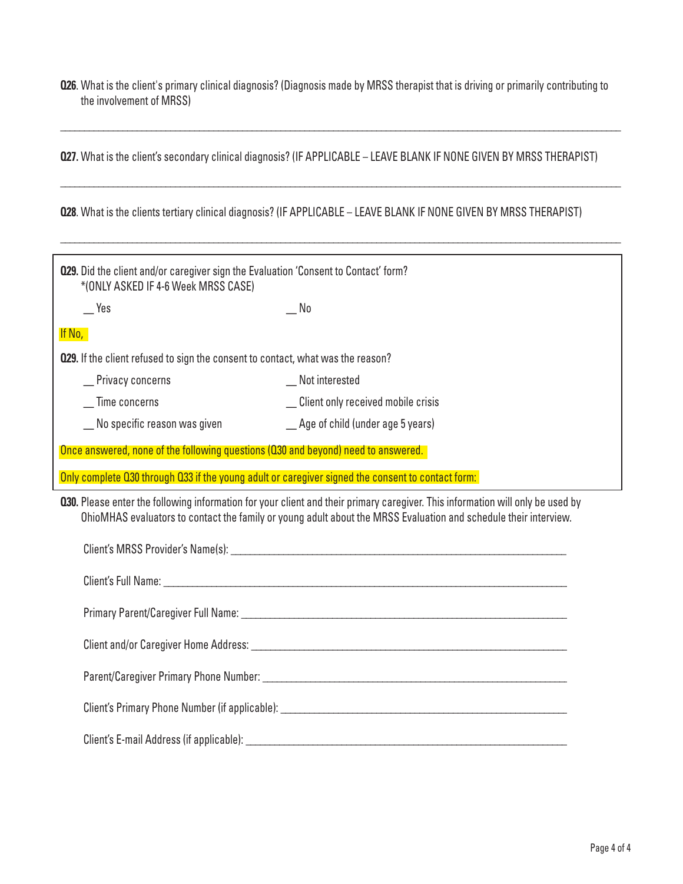**Q26**. What is the client's primary clinical diagnosis? (Diagnosis made by MRSS therapist that is driving or primarily contributing to the involvement of MRSS)

______________________________________________________________________________

**Q27.** What is the client's secondary clinical diagnosis? (IF APPLICABLE – LEAVE BLANK IF NONE GIVEN BY MRSS THERAPIST)

______________________________________________________________________________

**Q28**. What is the clients tertiary clinical diagnosis? (IF APPLICABLE – LEAVE BLANK IF NONE GIVEN BY MRSS THERAPIST)

______________________________________________________________________________

**Q29.** Did the client and/or caregiver sign the Evaluation 'Consent to Contact' form?
*(ONLY ASKED IF 4-6 Week MRSS CASE)

__ Yes  __ No

If No,

**Q29.** If the client refused to sign the consent to contact, what was the reason?

| | |
|---|---|
| __ Privacy concerns | __ Not interested |
| __ Time concerns | __ Client only received mobile crisis |
| __ No specific reason was given | __ Age of child (under age 5 years) |

Once answered, none of the following questions (Q30 and beyond) need to answered.

Only complete Q30 through Q33 if the young adult or caregiver signed the consent to contact form:

**Q30.** Please enter the following information for your client and their primary caregiver. This information will only be used by OhioMHAS evaluators to contact the family or young adult about the MRSS Evaluation and schedule their interview.

Client's MRSS Provider's Name(s): ______________________________________________

Client's Full Name: ______________________________________________

Primary Parent/Caregiver Full Name: ______________________________________________

Client and/or Caregiver Home Address: ______________________________________________

Parent/Caregiver Primary Phone Number: ______________________________________________

Client's Primary Phone Number (if applicable): ______________________________________________

Client's E-mail Address (if applicable): ______________________________________________